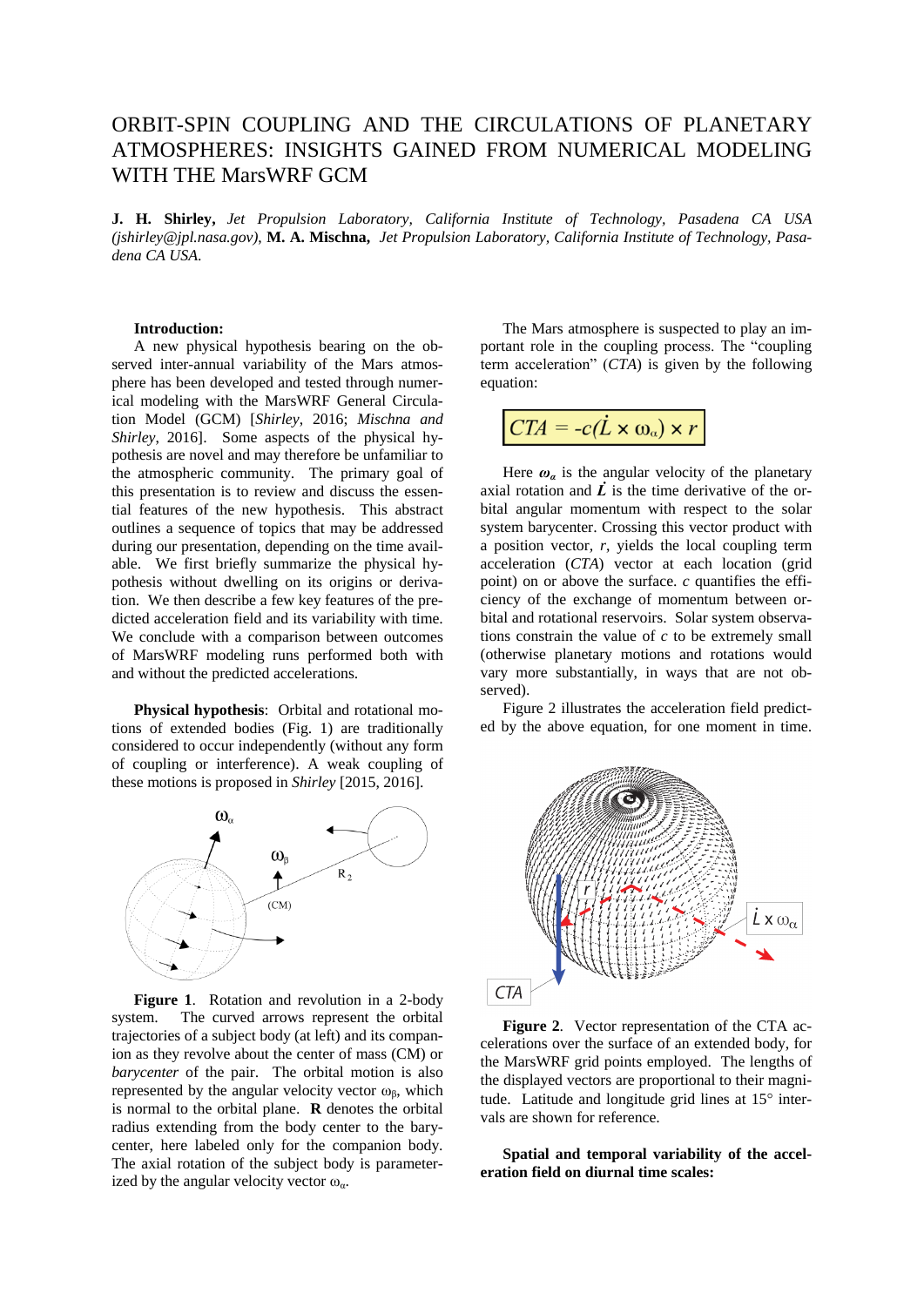# ORBIT-SPIN COUPLING AND THE CIRCULATIONS OF PLANETARY ATMOSPHERES: INSIGHTS GAINED FROM NUMERICAL MODELING WITH THE MarsWRF GCM

**J. H. Shirley**, *Jet Propulsion Laboratory, California Institute of Technology, Pasadena CA USA (jshirley@jpl.nasa.gov)*, **M. A. Mischna,** *Jet Propulsion Laboratory, California Institute of Technology, Pasadena CA USA.*

**Introduction:** A new physical hypothesis bearing on the observed inter-annual variability of the Mars atmosphere has been developed and tested through numerical modeling with the MarsWRF General Circulation Model (GCM) [*Shirley*, 2016; *Mischna and Shirley*, 2016]. Some aspects of the physical hypothesis are novel and may therefore be unfamiliar to the atmospheric community. The primary goal of this presentation is to review and discuss the essential features of the new hypothesis. This abstract outlines a sequence of topics that may be addressed during our presentation, depending on the time available. We first briefly summarize the physical hypothesis without dwelling on its origins or derivation. We then describe a few key features of the predicted acceleration field and its variability with time. We conclude with a comparison between outcomes of MarsWRF modeling runs performed both with and without the predicted accelerations.

**Physical hypothesis**: Orbital and rotational motions of extended bodies (Fig. 1) are traditionally considered to occur independently (without any form of coupling or interference). A weak coupling of these motions is proposed in *Shirley* [2015, 2016].

**Figure 1**. Rotation and revolution in a 2-body system. The curved arrows represent the orbital trajectories of a subject body (at left) and its companion as they revolve about the center of mass (CM) or *barycenter* of the pair. The orbital motion is also represented by the angular velocity vector $\omega_\beta$, which is normal to the orbital plane. **R** denotes the orbital radius extending from the body center to the barycenter, here labeled only for the companion body. The axial rotation of the subject body is parameterized by the angular velocity vector $\omega_\alpha$.

The Mars atmosphere is suspected to play an important role in the coupling process. The "coupling term acceleration" (*CTA*) is given by the following equation:

$$CTA = -c(\dot{L} \times \omega_\alpha) \times r$$

Here $\boldsymbol{\omega_\alpha}$ is the angular velocity of the planetary axial rotation and $\dot{\boldsymbol{L}}$ is the time derivative of the orbital angular momentum with respect to the solar system barycenter. Crossing this vector product with a position vector, *r*, yields the local coupling term acceleration (*CTA*) vector at each location (grid point) on or above the surface. *c* quantifies the efficiency of the exchange of momentum between orbital and rotational reservoirs. Solar system observations constrain the value of *c* to be extremely small (otherwise planetary motions and rotations would vary more substantially, in ways that are not observed).

Figure 2 illustrates the acceleration field predicted by the above equation, for one moment in time.

**Figure 2**. Vector representation of the CTA accelerations over the surface of an extended body, for the MarsWRF grid points employed. The lengths of the displayed vectors are proportional to their magnitude. Latitude and longitude grid lines at 15° intervals are shown for reference.

**Spatial and temporal variability of the acceleration field on diurnal time scales:**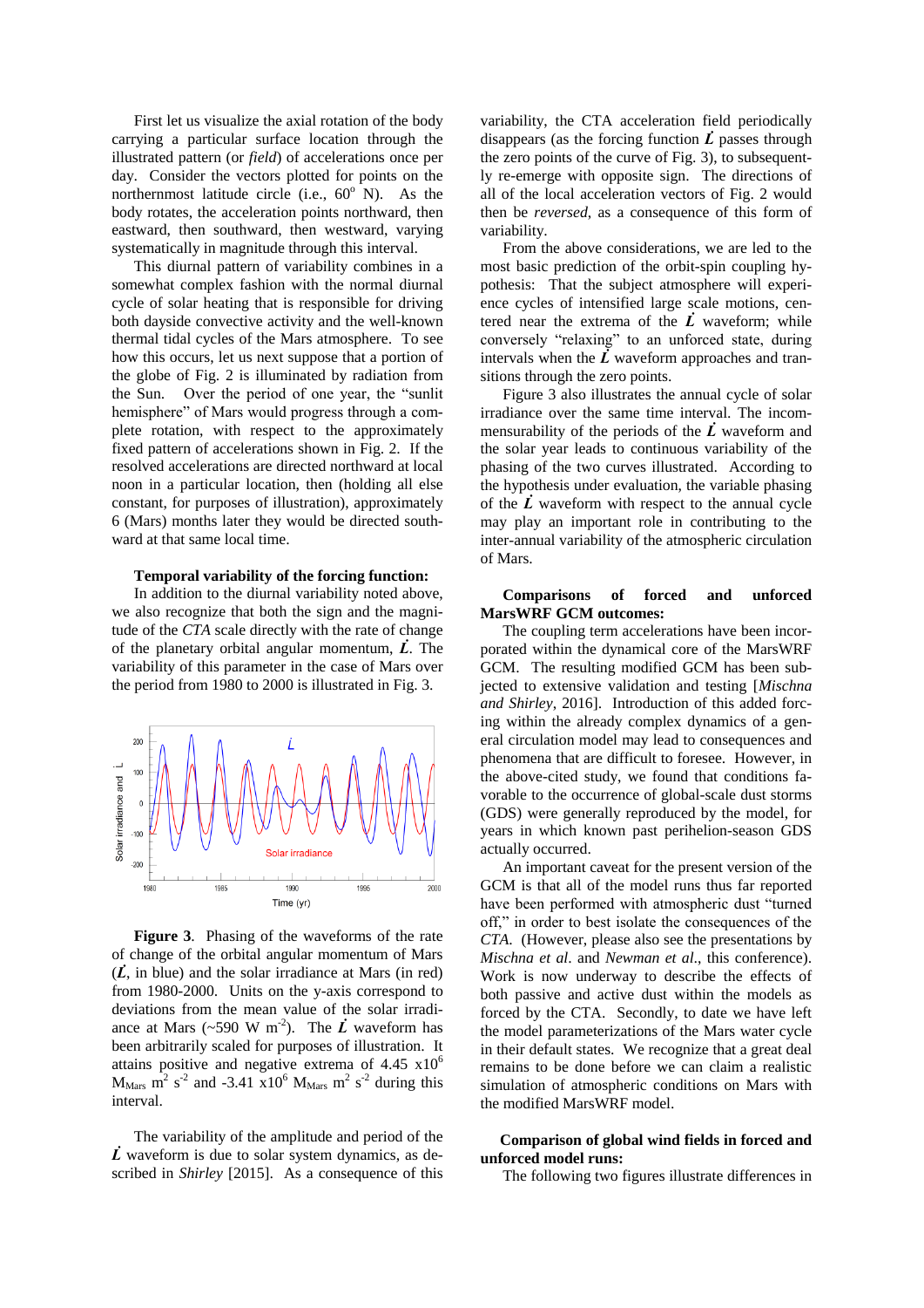First let us visualize the axial rotation of the body carrying a particular surface location through the illustrated pattern (or *field*) of accelerations once per day. Consider the vectors plotted for points on the northernmost latitude circle (i.e., 60° N). As the body rotates, the acceleration points northward, then eastward, then southward, then westward, varying systematically in magnitude through this interval.

This diurnal pattern of variability combines in a somewhat complex fashion with the normal diurnal cycle of solar heating that is responsible for driving both dayside convective activity and the well-known thermal tidal cycles of the Mars atmosphere. To see how this occurs, let us next suppose that a portion of the globe of Fig. 2 is illuminated by radiation from the Sun. Over the period of one year, the "sunlit hemisphere" of Mars would progress through a complete rotation, with respect to the approximately fixed pattern of accelerations shown in Fig. 2. If the resolved accelerations are directed northward at local noon in a particular location, then (holding all else constant, for purposes of illustration), approximately 6 (Mars) months later they would be directed southward at that same local time.

**Temporal variability of the forcing function:** In addition to the diurnal variability noted above, we also recognize that both the sign and the magnitude of the *CTA* scale directly with the rate of change of the planetary orbital angular momentum, $\dot{L}$. The variability of this parameter in the case of Mars over the period from 1980 to 2000 is illustrated in Fig. 3.

**Figure 3**. Phasing of the waveforms of the rate of change of the orbital angular momentum of Mars ($\dot{L}$, in blue) and the solar irradiance at Mars (in red) from 1980-2000. Units on the y-axis correspond to deviations from the mean value of the solar irradiance at Mars (~590 W m$^{-2}$). The $\dot{L}$ waveform has been arbitrarily scaled for purposes of illustration. It attains positive and negative extrema of 4.45 x10$^{6}$ $M_{Mars}$ m$^{2}$ s$^{-2}$ and -3.41 x10$^{6}$ $M_{Mars}$ m$^{2}$ s$^{-2}$ during this interval.

The variability of the amplitude and period of the $\dot{L}$ waveform is due to solar system dynamics, as described in *Shirley* [2015]. As a consequence of this variability, the CTA acceleration field periodically disappears (as the forcing function $\dot{L}$ passes through the zero points of the curve of Fig. 3), to subsequently re-emerge with opposite sign. The directions of all of the local acceleration vectors of Fig. 2 would then be *reversed*, as a consequence of this form of variability.

From the above considerations, we are led to the most basic prediction of the orbit-spin coupling hypothesis: That the subject atmosphere will experience cycles of intensified large scale motions, centered near the extrema of the $\dot{L}$ waveform; while conversely "relaxing" to an unforced state, during intervals when the $\dot{L}$ waveform approaches and transitions through the zero points.

Figure 3 also illustrates the annual cycle of solar irradiance over the same time interval. The incommensurability of the periods of the $\dot{L}$ waveform and the solar year leads to continuous variability of the phasing of the two curves illustrated. According to the hypothesis under evaluation, the variable phasing of the $\dot{L}$ waveform with respect to the annual cycle may play an important role in contributing to the inter-annual variability of the atmospheric circulation of Mars.

**Comparisons of forced and unforced MarsWRF GCM outcomes:** The coupling term accelerations have been incorporated within the dynamical core of the MarsWRF GCM. The resulting modified GCM has been subjected to extensive validation and testing [*Mischna and Shirley*, 2016]. Introduction of this added forcing within the already complex dynamics of a general circulation model may lead to consequences and phenomena that are difficult to foresee. However, in the above-cited study, we found that conditions favorable to the occurrence of global-scale dust storms (GDS) were generally reproduced by the model, for years in which known past perihelion-season GDS actually occurred.

An important caveat for the present version of the GCM is that all of the model runs thus far reported have been performed with atmospheric dust "turned off," in order to best isolate the consequences of the *CTA*. (However, please also see the presentations by *Mischna et al*. and *Newman et al*., this conference). Work is now underway to describe the effects of both passive and active dust within the models as forced by the CTA. Secondly, to date we have left the model parameterizations of the Mars water cycle in their default states. We recognize that a great deal remains to be done before we can claim a realistic simulation of atmospheric conditions on Mars with the modified MarsWRF model.

**Comparison of global wind fields in forced and unforced model runs:** The following two figures illustrate differences in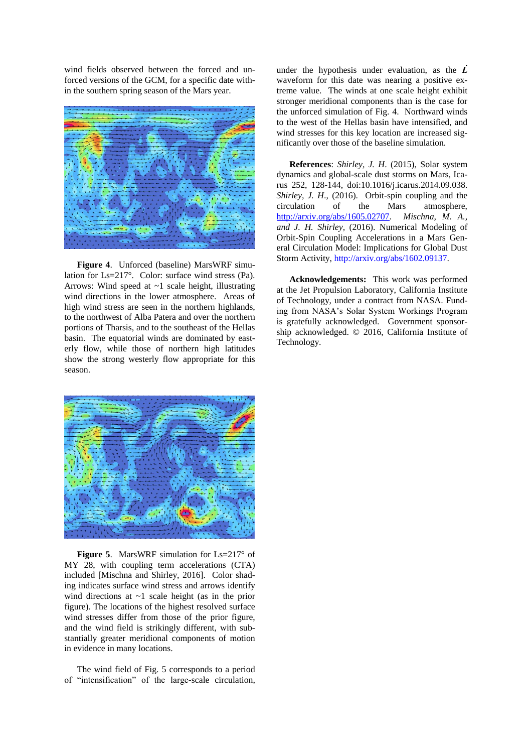wind fields observed between the forced and unforced versions of the GCM, for a specific date within the southern spring season of the Mars year.

**Figure 4**. Unforced (baseline) MarsWRF simulation for Ls=217°. Color: surface wind stress (Pa). Arrows: Wind speed at ~1 scale height, illustrating wind directions in the lower atmosphere. Areas of high wind stress are seen in the northern highlands, to the northwest of Alba Patera and over the northern portions of Tharsis, and to the southeast of the Hellas basin. The equatorial winds are dominated by easterly flow, while those of northern high latitudes show the strong westerly flow appropriate for this season.

**Figure 5**. MarsWRF simulation for Ls=217° of MY 28, with coupling term accelerations (CTA) included [Mischna and Shirley, 2016]. Color shading indicates surface wind stress and arrows identify wind directions at ~1 scale height (as in the prior figure). The locations of the highest resolved surface wind stresses differ from those of the prior figure, and the wind field is strikingly different, with substantially greater meridional components of motion in evidence in many locations.

The wind field of Fig. 5 corresponds to a period of "intensification" of the large-scale circulation, under the hypothesis under evaluation, as the $\dot{L}$ waveform for this date was nearing a positive extreme value. The winds at one scale height exhibit stronger meridional components than is the case for the unforced simulation of Fig. 4. Northward winds to the west of the Hellas basin have intensified, and wind stresses for this key location are increased significantly over those of the baseline simulation.

**References**: *Shirley, J. H.* (2015), Solar system dynamics and global-scale dust storms on Mars, Icarus 252, 128-144, doi:10.1016/j.icarus.2014.09.038. *Shirley, J. H.*, (2016). Orbit-spin coupling and the circulation of the Mars atmosphere, http://arxiv.org/abs/1605.02707. *Mischna, M. A., and J. H. Shirley*, (2016). Numerical Modeling of Orbit-Spin Coupling Accelerations in a Mars General Circulation Model: Implications for Global Dust Storm Activity, http://arxiv.org/abs/1602.09137.

**Acknowledgements:** This work was performed at the Jet Propulsion Laboratory, California Institute of Technology, under a contract from NASA. Funding from NASA's Solar System Workings Program is gratefully acknowledged. Government sponsorship acknowledged. © 2016, California Institute of Technology.